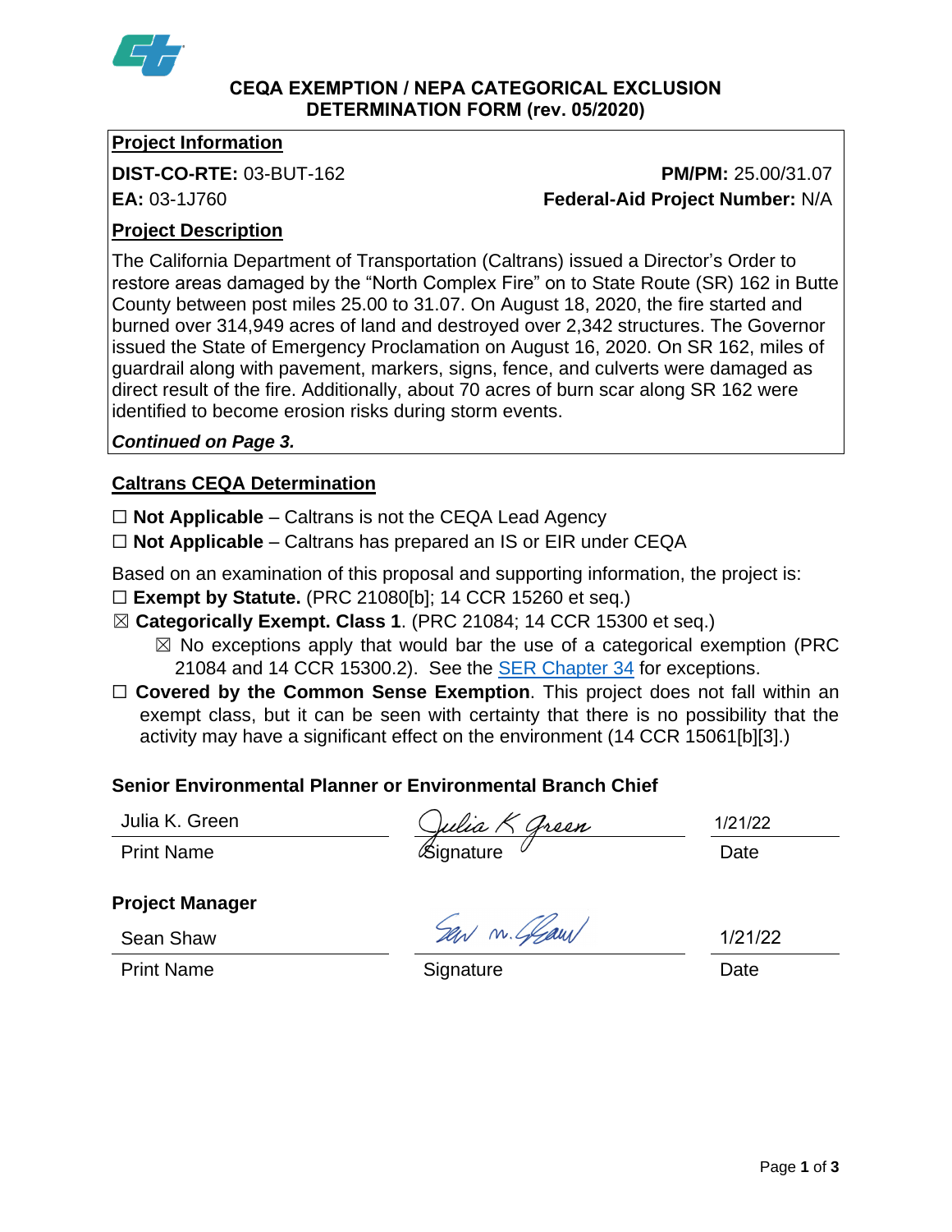# CEQA EXEMPTION / NEPA CATEGORICAL EXCLUSION DETERMINATION FORM (rev. 05/2020)

## Project Information

**DIST-CO-RTE:** 03-BUT-162 **PM/PM:** 25.00/31.07

**EA:** 03-1J760 **Federal-Aid Project Number:** N/A

## Project Description

The California Department of Transportation (Caltrans) issued a Director's Order to restore areas damaged by the "North Complex Fire" on to State Route (SR) 162 in Butte County between post miles 25.00 to 31.07. On August 18, 2020, the fire started and burned over 314,949 acres of land and destroyed over 2,342 structures. The Governor issued the State of Emergency Proclamation on August 16, 2020. On SR 162, miles of guardrail along with pavement, markers, signs, fence, and culverts were damaged as direct result of the fire. Additionally, about 70 acres of burn scar along SR 162 were identified to become erosion risks during storm events.

***Continued on Page 3.***

## Caltrans CEQA Determination

☐ **Not Applicable** – Caltrans is not the CEQA Lead Agency

☐ **Not Applicable** – Caltrans has prepared an IS or EIR under CEQA

Based on an examination of this proposal and supporting information, the project is:

☐ **Exempt by Statute.** (PRC 21080[b]; 14 CCR 15260 et seq.)

☒ **Categorically Exempt. Class 1**. (PRC 21084; 14 CCR 15300 et seq.)

- ☒ No exceptions apply that would bar the use of a categorical exemption (PRC 21084 and 14 CCR 15300.2). See the SER Chapter 34 for exceptions.

☐ **Covered by the Common Sense Exemption**. This project does not fall within an exempt class, but it can be seen with certainty that there is no possibility that the activity may have a significant effect on the environment (14 CCR 15061[b][3].)

### Senior Environmental Planner or Environmental Branch Chief

| Julia K. Green | Julia K Green | 1/21/22 |
|---|---|---|
| Print Name | Signature | Date |

### Project Manager

| Sean Shaw | Sean M. Shaw | 1/21/22 |
|---|---|---|
| Print Name | Signature | Date |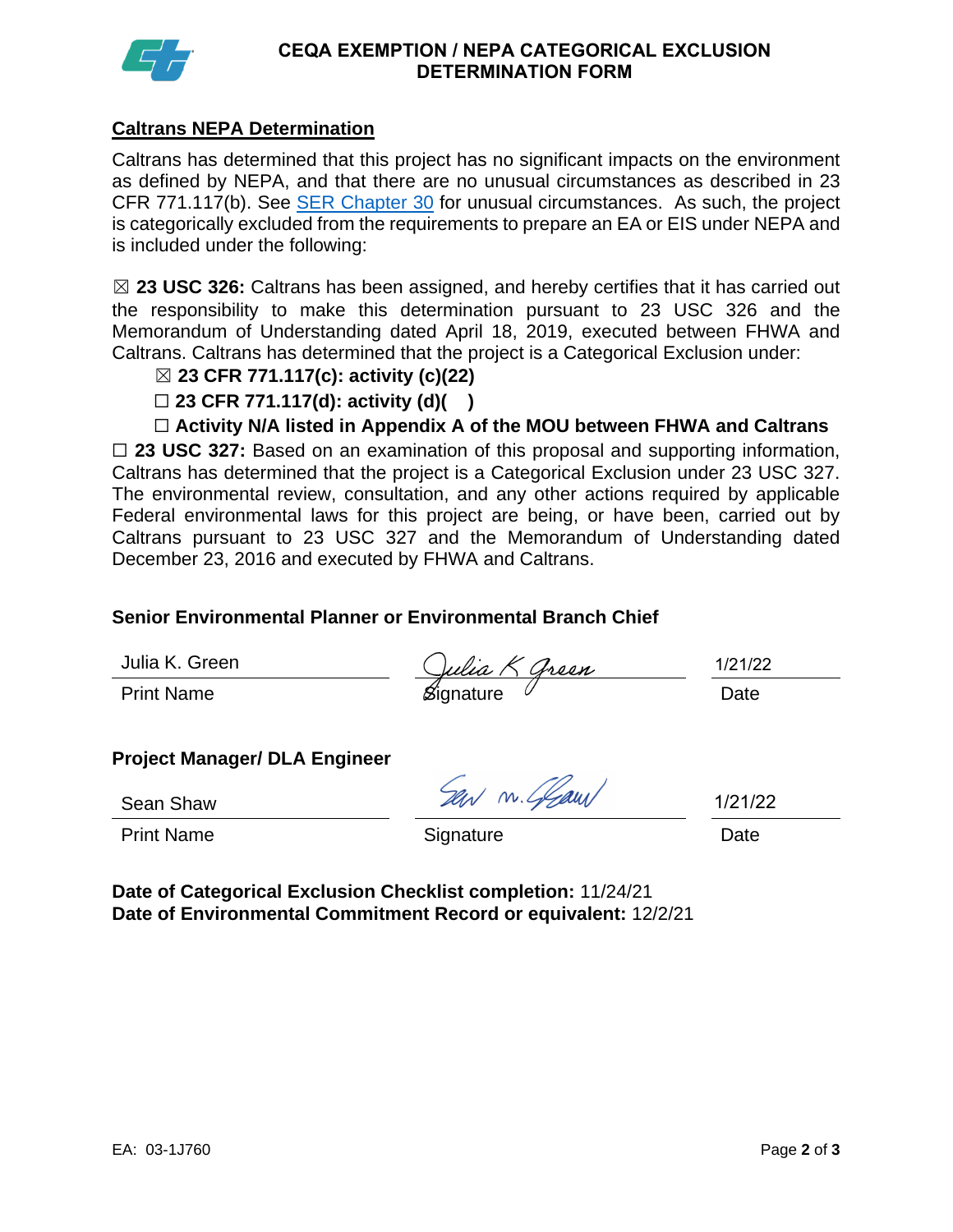# CEQA EXEMPTION / NEPA CATEGORICAL EXCLUSION DETERMINATION FORM

## Caltrans NEPA Determination

Caltrans has determined that this project has no significant impacts on the environment as defined by NEPA, and that there are no unusual circumstances as described in 23 CFR 771.117(b). See SER Chapter 30 for unusual circumstances. As such, the project is categorically excluded from the requirements to prepare an EA or EIS under NEPA and is included under the following:

☒ **23 USC 326:** Caltrans has been assigned, and hereby certifies that it has carried out the responsibility to make this determination pursuant to 23 USC 326 and the Memorandum of Understanding dated April 18, 2019, executed between FHWA and Caltrans. Caltrans has determined that the project is a Categorical Exclusion under:

- ☒ **23 CFR 771.117(c): activity (c)(22)**
- ☐ **23 CFR 771.117(d): activity (d)( )**
- ☐ **Activity N/A listed in Appendix A of the MOU between FHWA and Caltrans**

☐ **23 USC 327:** Based on an examination of this proposal and supporting information, Caltrans has determined that the project is a Categorical Exclusion under 23 USC 327. The environmental review, consultation, and any other actions required by applicable Federal environmental laws for this project are being, or have been, carried out by Caltrans pursuant to 23 USC 327 and the Memorandum of Understanding dated December 23, 2016 and executed by FHWA and Caltrans.

**Senior Environmental Planner or Environmental Branch Chief**

| Julia K. Green | Julia K Green | 1/21/22 |
|---|---|---|
| Print Name | Signature | Date |

**Project Manager/ DLA Engineer**

| Sean Shaw | Sean M. Shaw | 1/21/22 |
|---|---|---|
| Print Name | Signature | Date |

**Date of Categorical Exclusion Checklist completion:** 11/24/21
**Date of Environmental Commitment Record or equivalent:** 12/2/21

EA: 03-1J760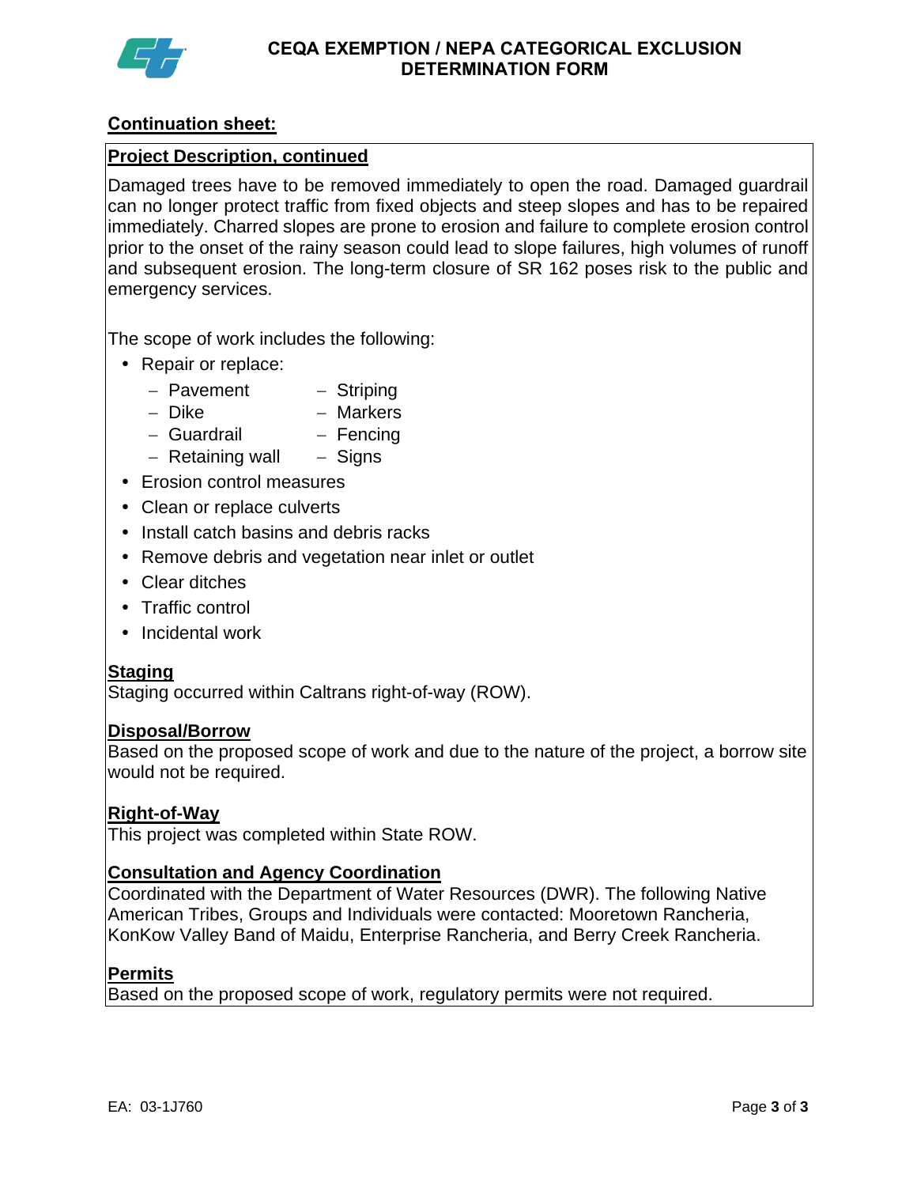# CEQA EXEMPTION / NEPA CATEGORICAL EXCLUSION DETERMINATION FORM

## Continuation sheet:

### Project Description, continued

Damaged trees have to be removed immediately to open the road. Damaged guardrail can no longer protect traffic from fixed objects and steep slopes and has to be repaired immediately. Charred slopes are prone to erosion and failure to complete erosion control prior to the onset of the rainy season could lead to slope failures, high volumes of runoff and subsequent erosion. The long-term closure of SR 162 poses risk to the public and emergency services.

The scope of work includes the following:

- Repair or replace:
  - Pavement
  - Dike
  - Guardrail
  - Retaining wall
  - Striping
  - Markers
  - Fencing
  - Signs
- Erosion control measures
- Clean or replace culverts
- Install catch basins and debris racks
- Remove debris and vegetation near inlet or outlet
- Clear ditches
- Traffic control
- Incidental work

### Staging

Staging occurred within Caltrans right-of-way (ROW).

### Disposal/Borrow

Based on the proposed scope of work and due to the nature of the project, a borrow site would not be required.

### Right-of-Way

This project was completed within State ROW.

### Consultation and Agency Coordination

Coordinated with the Department of Water Resources (DWR). The following Native American Tribes, Groups and Individuals were contacted: Mooretown Rancheria, KonKow Valley Band of Maidu, Enterprise Rancheria, and Berry Creek Rancheria.

### Permits

Based on the proposed scope of work, regulatory permits were not required.

EA: 03-1J760